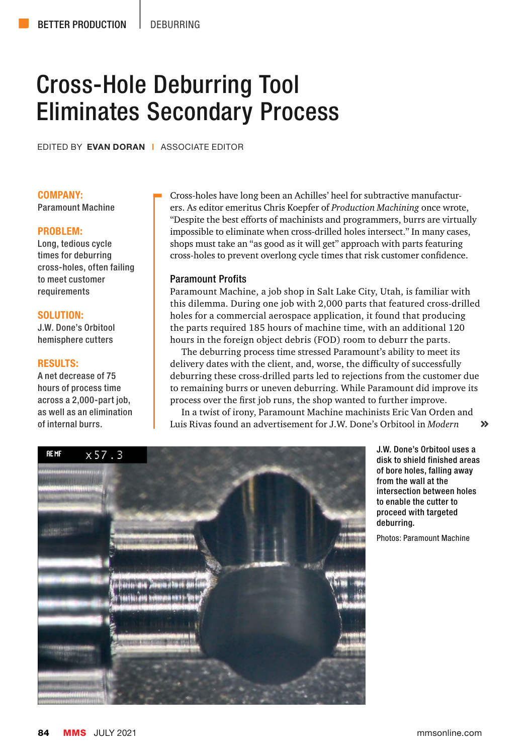# Cross-Hole Deburring Tool Eliminates Secondary Process

EDITED BY **EVAN DORAN** | ASSOCIATE EDITOR

**COMPANY:**
Paramount Machine

**PROBLEM:**
Long, tedious cycle times for deburring cross-holes, often failing to meet customer requirements

**SOLUTION:**
J.W. Done's Orbitool hemisphere cutters

**RESULTS:**
A net decrease of 75 hours of process time across a 2,000-part job, as well as an elimination of internal burrs.

Cross-holes have long been an Achilles' heel for subtractive manufacturers. As editor emeritus Chris Koepfer of *Production Machining* once wrote, "Despite the best efforts of machinists and programmers, burrs are virtually impossible to eliminate when cross-drilled holes intersect." In many cases, shops must take an "as good as it will get" approach with parts featuring cross-holes to prevent overlong cycle times that risk customer confidence.

## Paramount Profits

Paramount Machine, a job shop in Salt Lake City, Utah, is familiar with this dilemma. During one job with 2,000 parts that featured cross-drilled holes for a commercial aerospace application, it found that producing the parts required 185 hours of machine time, with an additional 120 hours in the foreign object debris (FOD) room to deburr the parts.

The deburring process time stressed Paramount's ability to meet its delivery dates with the client, and, worse, the difficulty of successfully deburring these cross-drilled parts led to rejections from the customer due to remaining burrs or uneven deburring. While Paramount did improve its process over the first job runs, the shop wanted to further improve.

In a twist of irony, Paramount Machine machinists Eric Van Orden and Luis Rivas found an advertisement for J.W. Done's Orbitool in *Modern*

J.W. Done's Orbitool uses a disk to shield finished areas of bore holes, falling away from the wall at the intersection between holes to enable the cutter to proceed with targeted deburring.

Photos: Paramount Machine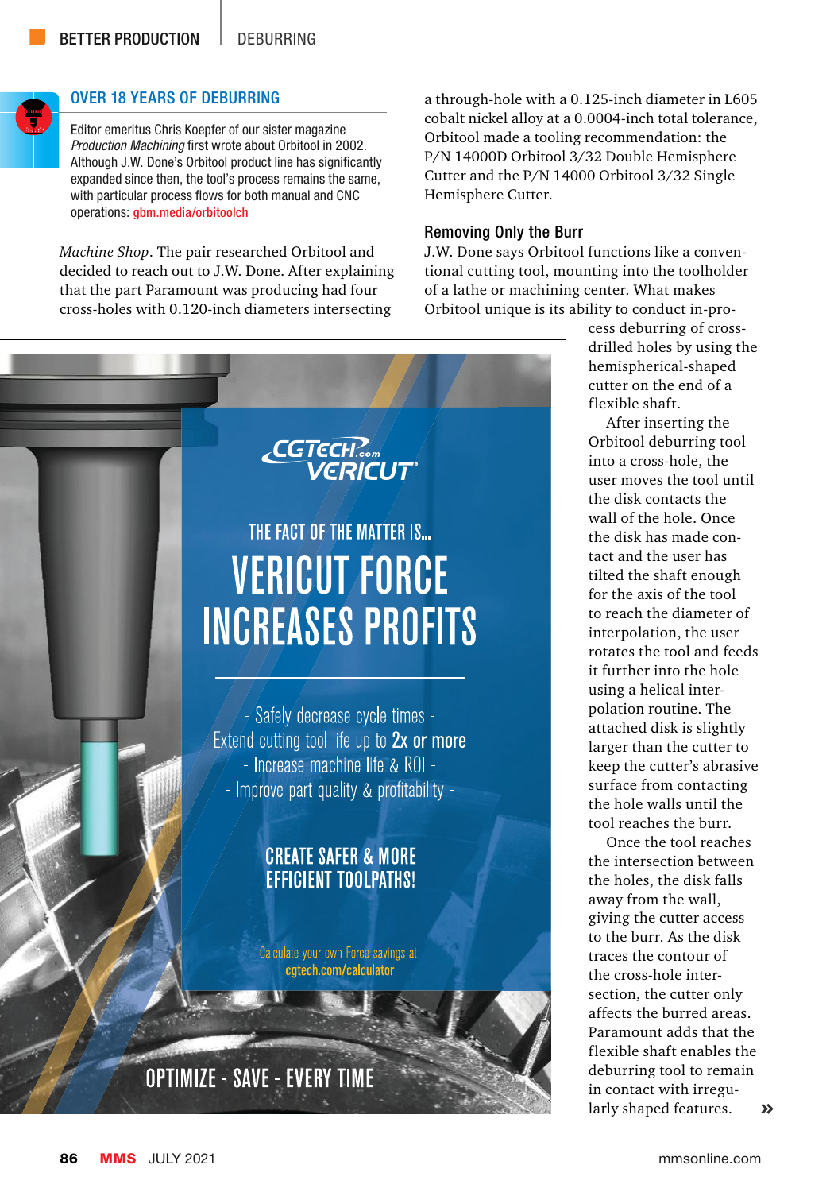### OVER 18 YEARS OF DEBURRING

Editor emeritus Chris Koepfer of our sister magazine *Production Machining* first wrote about Orbitool in 2002. Although J.W. Done's Orbitool product line has significantly expanded since then, the tool's process remains the same, with particular process flows for both manual and CNC operations: gbm.media/orbitoolch

*Machine Shop*. The pair researched Orbitool and decided to reach out to J.W. Done. After explaining that the part Paramount was producing had four cross-holes with 0.120-inch diameters intersecting a through-hole with a 0.125-inch diameter in L605 cobalt nickel alloy at a 0.0004-inch total tolerance, Orbitool made a tooling recommendation: the P/N 14000D Orbitool 3/32 Double Hemisphere Cutter and the P/N 14000 Orbitool 3/32 Single Hemisphere Cutter.

## Removing Only the Burr

J.W. Done says Orbitool functions like a conventional cutting tool, mounting into the toolholder of a lathe or machining center. What makes Orbitool unique is its ability to conduct in-process deburring of cross-drilled holes by using the hemispherical-shaped cutter on the end of a flexible shaft.

After inserting the Orbitool deburring tool into a cross-hole, the user moves the tool until the disk contacts the wall of the hole. Once the disk has made contact and the user has tilted the shaft enough for the axis of the tool to reach the diameter of interpolation, the user rotates the tool and feeds it further into the hole using a helical interpolation routine. The attached disk is slightly larger than the cutter to keep the cutter's abrasive surface from contacting the hole walls until the tool reaches the burr.

Once the tool reaches the intersection between the holes, the disk falls away from the wall, giving the cutter access to the burr. As the disk traces the contour of the cross-hole intersection, the cutter only affects the burred areas. Paramount adds that the flexible shaft enables the deburring tool to remain in contact with irregularly shaped features.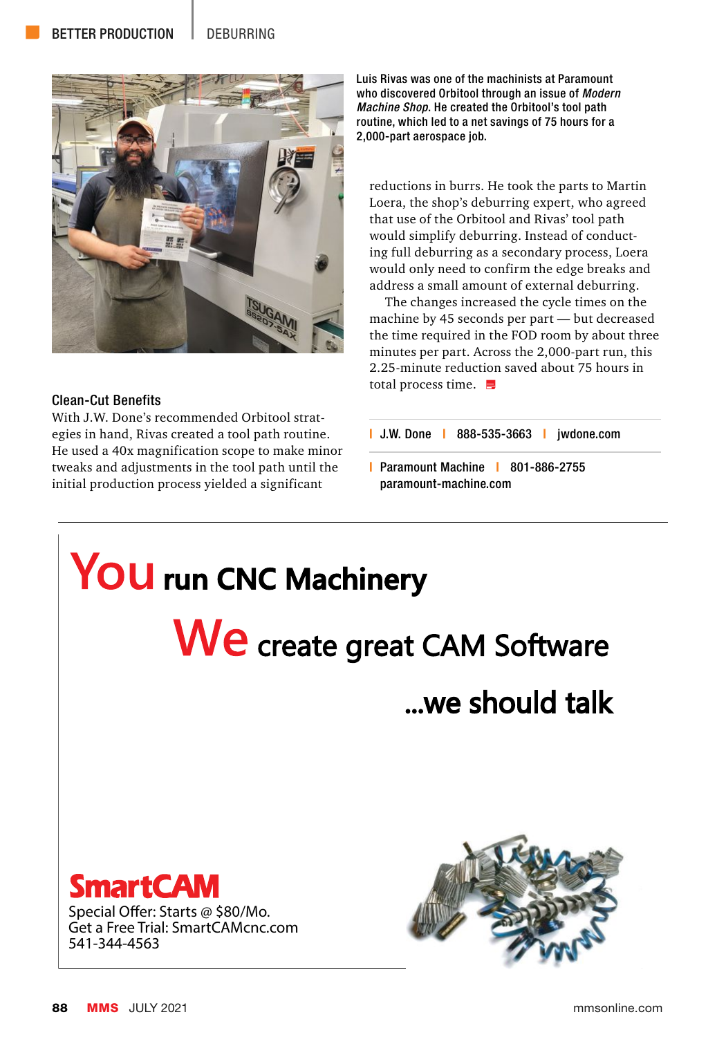Luis Rivas was one of the machinists at Paramount who discovered Orbitool through an issue of *Modern Machine Shop*. He created the Orbitool's tool path routine, which led to a net savings of 75 hours for a 2,000-part aerospace job.

### Clean-Cut Benefits

With J.W. Done's recommended Orbitool strategies in hand, Rivas created a tool path routine. He used a 40x magnification scope to make minor tweaks and adjustments in the tool path until the initial production process yielded a significant reductions in burrs. He took the parts to Martin Loera, the shop's deburring expert, who agreed that use of the Orbitool and Rivas' tool path would simplify deburring. Instead of conducting full deburring as a secondary process, Loera would only need to confirm the edge breaks and address a small amount of external deburring.

The changes increased the cycle times on the machine by 45 seconds per part — but decreased the time required in the FOD room by about three minutes per part. Across the 2,000-part run, this 2.25-minute reduction saved about 75 hours in total process time.

J.W. Done | 888-535-3663 | jwdone.com

Paramount Machine | 801-886-2755 | paramount-machine.com

---

**You run CNC Machinery**

**We create great CAM Software**

**...we should talk**

**SmartCAM**

Special Offer: Starts @ $80/Mo.
Get a Free Trial: SmartCAMcnc.com
541-344-4563